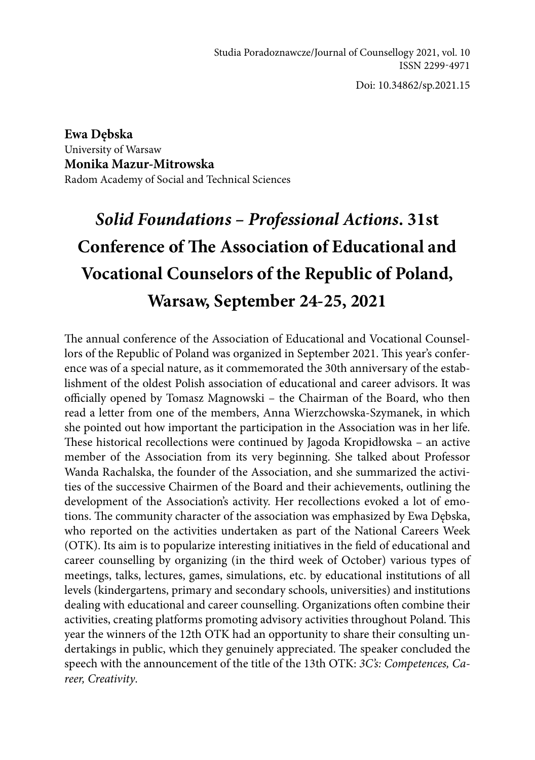Studia Poradoznawcze/Journal of Counsellogy 2021, vol. 10
ISSN 2299-4971

Doi: 10.34862/sp.2021.15

**Ewa Dębska**
University of Warsaw
**Monika Mazur-Mitrowska**
Radom Academy of Social and Technical Sciences

# *Solid Foundations – Professional Actions*. 31st Conference of The Association of Educational and Vocational Counselors of the Republic of Poland, Warsaw, September 24-25, 2021

The annual conference of the Association of Educational and Vocational Counsellors of the Republic of Poland was organized in September 2021. This year's conference was of a special nature, as it commemorated the 30th anniversary of the establishment of the oldest Polish association of educational and career advisors. It was officially opened by Tomasz Magnowski – the Chairman of the Board, who then read a letter from one of the members, Anna Wierzchowska-Szymanek, in which she pointed out how important the participation in the Association was in her life. These historical recollections were continued by Jagoda Kropidłowska – an active member of the Association from its very beginning. She talked about Professor Wanda Rachalska, the founder of the Association, and she summarized the activities of the successive Chairmen of the Board and their achievements, outlining the development of the Association's activity. Her recollections evoked a lot of emotions. The community character of the association was emphasized by Ewa Dębska, who reported on the activities undertaken as part of the National Careers Week (OTK). Its aim is to popularize interesting initiatives in the field of educational and career counselling by organizing (in the third week of October) various types of meetings, talks, lectures, games, simulations, etc. by educational institutions of all levels (kindergartens, primary and secondary schools, universities) and institutions dealing with educational and career counselling. Organizations often combine their activities, creating platforms promoting advisory activities throughout Poland. This year the winners of the 12th OTK had an opportunity to share their consulting undertakings in public, which they genuinely appreciated. The speaker concluded the speech with the announcement of the title of the 13th OTK: *3C's: Competences, Career, Creativity*.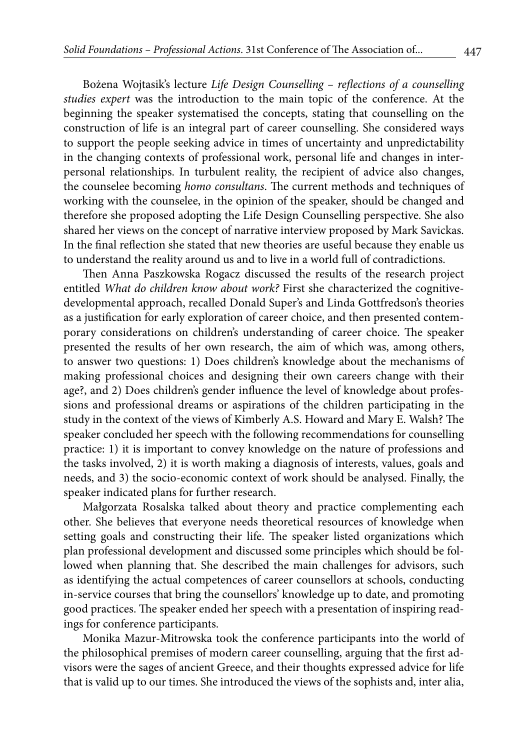Bożena Wojtasik's lecture *Life Design Counselling – reflections of a counselling studies expert* was the introduction to the main topic of the conference. At the beginning the speaker systematised the concepts, stating that counselling on the construction of life is an integral part of career counselling. She considered ways to support the people seeking advice in times of uncertainty and unpredictability in the changing contexts of professional work, personal life and changes in interpersonal relationships. In turbulent reality, the recipient of advice also changes, the counselee becoming *homo consultans*. The current methods and techniques of working with the counselee, in the opinion of the speaker, should be changed and therefore she proposed adopting the Life Design Counselling perspective. She also shared her views on the concept of narrative interview proposed by Mark Savickas. In the final reflection she stated that new theories are useful because they enable us to understand the reality around us and to live in a world full of contradictions.

Then Anna Paszkowska Rogacz discussed the results of the research project entitled *What do children know about work?* First she characterized the cognitive-developmental approach, recalled Donald Super's and Linda Gottfredson's theories as a justification for early exploration of career choice, and then presented contemporary considerations on children's understanding of career choice. The speaker presented the results of her own research, the aim of which was, among others, to answer two questions: 1) Does children's knowledge about the mechanisms of making professional choices and designing their own careers change with their age?, and 2) Does children's gender influence the level of knowledge about professions and professional dreams or aspirations of the children participating in the study in the context of the views of Kimberly A.S. Howard and Mary E. Walsh? The speaker concluded her speech with the following recommendations for counselling practice: 1) it is important to convey knowledge on the nature of professions and the tasks involved, 2) it is worth making a diagnosis of interests, values, goals and needs, and 3) the socio-economic context of work should be analysed. Finally, the speaker indicated plans for further research.

Małgorzata Rosalska talked about theory and practice complementing each other. She believes that everyone needs theoretical resources of knowledge when setting goals and constructing their life. The speaker listed organizations which plan professional development and discussed some principles which should be followed when planning that. She described the main challenges for advisors, such as identifying the actual competences of career counsellors at schools, conducting in-service courses that bring the counsellors' knowledge up to date, and promoting good practices. The speaker ended her speech with a presentation of inspiring readings for conference participants.

Monika Mazur-Mitrowska took the conference participants into the world of the philosophical premises of modern career counselling, arguing that the first advisors were the sages of ancient Greece, and their thoughts expressed advice for life that is valid up to our times. She introduced the views of the sophists and, inter alia,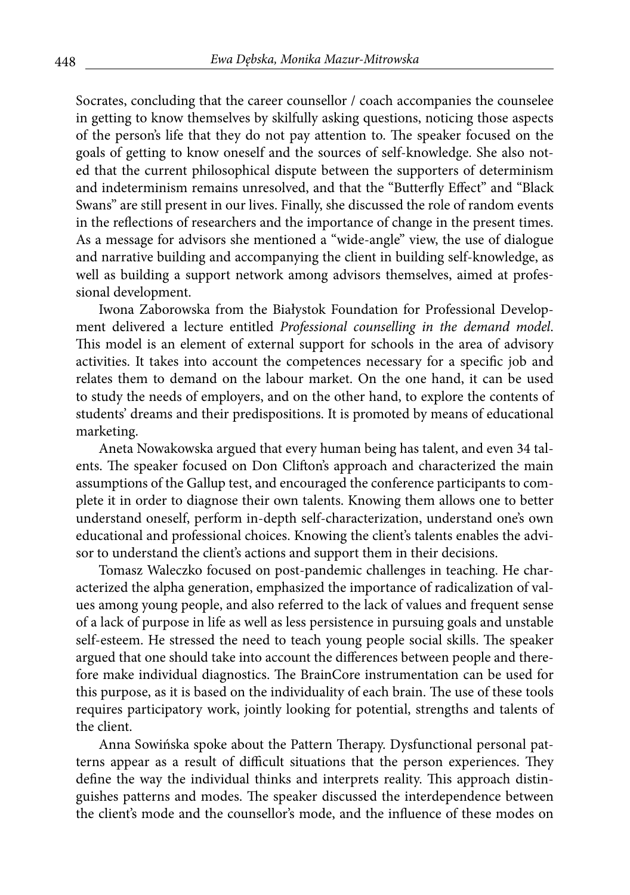Socrates, concluding that the career counsellor / coach accompanies the counselee in getting to know themselves by skilfully asking questions, noticing those aspects of the person's life that they do not pay attention to. The speaker focused on the goals of getting to know oneself and the sources of self-knowledge. She also noted that the current philosophical dispute between the supporters of determinism and indeterminism remains unresolved, and that the "Butterfly Effect" and "Black Swans" are still present in our lives. Finally, she discussed the role of random events in the reflections of researchers and the importance of change in the present times. As a message for advisors she mentioned a "wide-angle" view, the use of dialogue and narrative building and accompanying the client in building self-knowledge, as well as building a support network among advisors themselves, aimed at professional development.

Iwona Zaborowska from the Białystok Foundation for Professional Development delivered a lecture entitled *Professional counselling in the demand model*. This model is an element of external support for schools in the area of advisory activities. It takes into account the competences necessary for a specific job and relates them to demand on the labour market. On the one hand, it can be used to study the needs of employers, and on the other hand, to explore the contents of students' dreams and their predispositions. It is promoted by means of educational marketing.

Aneta Nowakowska argued that every human being has talent, and even 34 talents. The speaker focused on Don Clifton's approach and characterized the main assumptions of the Gallup test, and encouraged the conference participants to complete it in order to diagnose their own talents. Knowing them allows one to better understand oneself, perform in-depth self-characterization, understand one's own educational and professional choices. Knowing the client's talents enables the advisor to understand the client's actions and support them in their decisions.

Tomasz Waleczko focused on post-pandemic challenges in teaching. He characterized the alpha generation, emphasized the importance of radicalization of values among young people, and also referred to the lack of values and frequent sense of a lack of purpose in life as well as less persistence in pursuing goals and unstable self-esteem. He stressed the need to teach young people social skills. The speaker argued that one should take into account the differences between people and therefore make individual diagnostics. The BrainCore instrumentation can be used for this purpose, as it is based on the individuality of each brain. The use of these tools requires participatory work, jointly looking for potential, strengths and talents of the client.

Anna Sowińska spoke about the Pattern Therapy. Dysfunctional personal patterns appear as a result of difficult situations that the person experiences. They define the way the individual thinks and interprets reality. This approach distinguishes patterns and modes. The speaker discussed the interdependence between the client's mode and the counsellor's mode, and the influence of these modes on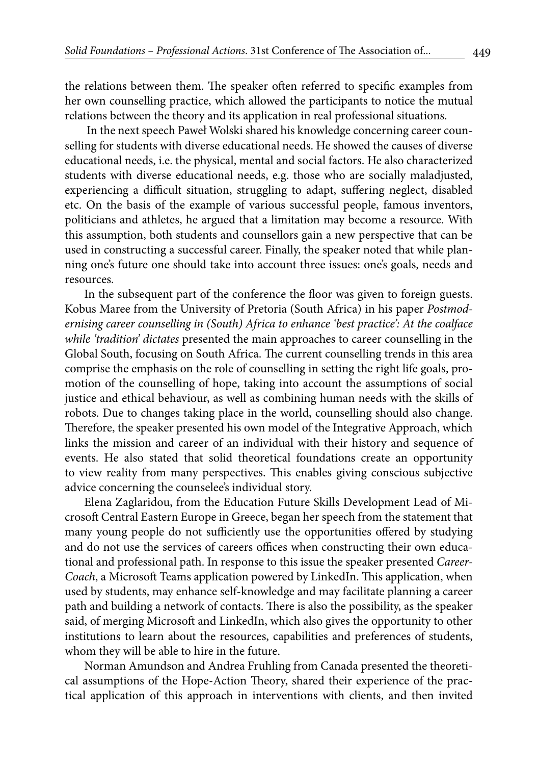the relations between them. The speaker often referred to specific examples from her own counselling practice, which allowed the participants to notice the mutual relations between the theory and its application in real professional situations.

In the next speech Paweł Wolski shared his knowledge concerning career counselling for students with diverse educational needs. He showed the causes of diverse educational needs, i.e. the physical, mental and social factors. He also characterized students with diverse educational needs, e.g. those who are socially maladjusted, experiencing a difficult situation, struggling to adapt, suffering neglect, disabled etc. On the basis of the example of various successful people, famous inventors, politicians and athletes, he argued that a limitation may become a resource. With this assumption, both students and counsellors gain a new perspective that can be used in constructing a successful career. Finally, the speaker noted that while planning one's future one should take into account three issues: one's goals, needs and resources.

In the subsequent part of the conference the floor was given to foreign guests. Kobus Maree from the University of Pretoria (South Africa) in his paper *Postmodernising career counselling in (South) Africa to enhance 'best practice': At the coalface while 'tradition' dictates* presented the main approaches to career counselling in the Global South, focusing on South Africa. The current counselling trends in this area comprise the emphasis on the role of counselling in setting the right life goals, promotion of the counselling of hope, taking into account the assumptions of social justice and ethical behaviour, as well as combining human needs with the skills of robots. Due to changes taking place in the world, counselling should also change. Therefore, the speaker presented his own model of the Integrative Approach, which links the mission and career of an individual with their history and sequence of events. He also stated that solid theoretical foundations create an opportunity to view reality from many perspectives. This enables giving conscious subjective advice concerning the counselee's individual story.

Elena Zaglaridou, from the Education Future Skills Development Lead of Microsoft Central Eastern Europe in Greece, began her speech from the statement that many young people do not sufficiently use the opportunities offered by studying and do not use the services of careers offices when constructing their own educational and professional path. In response to this issue the speaker presented *Career-Coach*, a Microsoft Teams application powered by LinkedIn. This application, when used by students, may enhance self-knowledge and may facilitate planning a career path and building a network of contacts. There is also the possibility, as the speaker said, of merging Microsoft and LinkedIn, which also gives the opportunity to other institutions to learn about the resources, capabilities and preferences of students, whom they will be able to hire in the future.

Norman Amundson and Andrea Fruhling from Canada presented the theoretical assumptions of the Hope-Action Theory, shared their experience of the practical application of this approach in interventions with clients, and then invited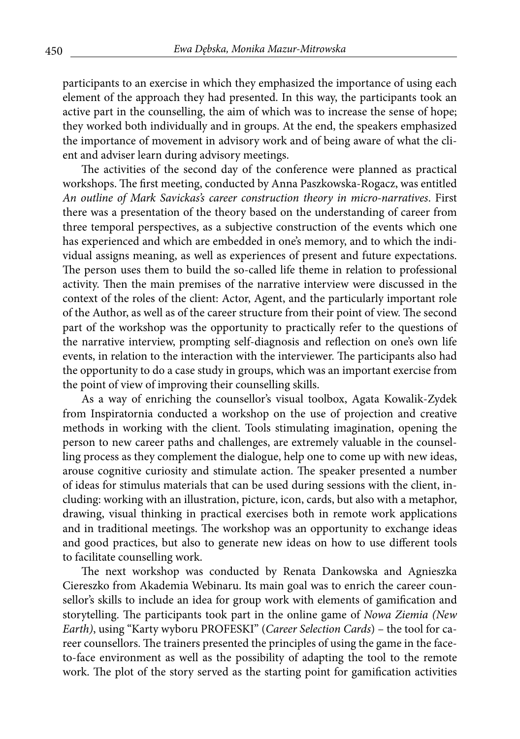participants to an exercise in which they emphasized the importance of using each element of the approach they had presented. In this way, the participants took an active part in the counselling, the aim of which was to increase the sense of hope; they worked both individually and in groups. At the end, the speakers emphasized the importance of movement in advisory work and of being aware of what the client and adviser learn during advisory meetings.

The activities of the second day of the conference were planned as practical workshops. The first meeting, conducted by Anna Paszkowska-Rogacz, was entitled *An outline of Mark Savickas's career construction theory in micro-narratives*. First there was a presentation of the theory based on the understanding of career from three temporal perspectives, as a subjective construction of the events which one has experienced and which are embedded in one's memory, and to which the individual assigns meaning, as well as experiences of present and future expectations. The person uses them to build the so-called life theme in relation to professional activity. Then the main premises of the narrative interview were discussed in the context of the roles of the client: Actor, Agent, and the particularly important role of the Author, as well as of the career structure from their point of view. The second part of the workshop was the opportunity to practically refer to the questions of the narrative interview, prompting self-diagnosis and reflection on one's own life events, in relation to the interaction with the interviewer. The participants also had the opportunity to do a case study in groups, which was an important exercise from the point of view of improving their counselling skills.

As a way of enriching the counsellor's visual toolbox, Agata Kowalik-Zydek from Inspiratornia conducted a workshop on the use of projection and creative methods in working with the client. Tools stimulating imagination, opening the person to new career paths and challenges, are extremely valuable in the counselling process as they complement the dialogue, help one to come up with new ideas, arouse cognitive curiosity and stimulate action. The speaker presented a number of ideas for stimulus materials that can be used during sessions with the client, including: working with an illustration, picture, icon, cards, but also with a metaphor, drawing, visual thinking in practical exercises both in remote work applications and in traditional meetings. The workshop was an opportunity to exchange ideas and good practices, but also to generate new ideas on how to use different tools to facilitate counselling work.

The next workshop was conducted by Renata Dankowska and Agnieszka Ciereszko from Akademia Webinaru. Its main goal was to enrich the career counsellor's skills to include an idea for group work with elements of gamification and storytelling. The participants took part in the online game of *Nowa Ziemia (New Earth)*, using "Karty wyboru PROFESKI" (*Career Selection Cards*) – the tool for career counsellors. The trainers presented the principles of using the game in the face-to-face environment as well as the possibility of adapting the tool to the remote work. The plot of the story served as the starting point for gamification activities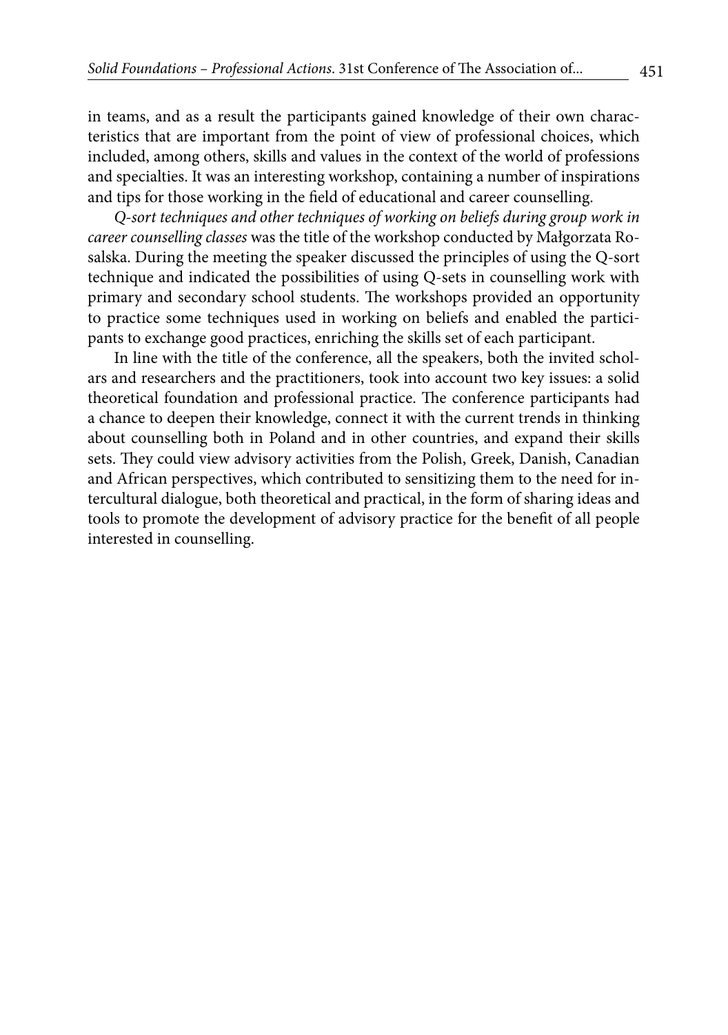in teams, and as a result the participants gained knowledge of their own characteristics that are important from the point of view of professional choices, which included, among others, skills and values in the context of the world of professions and specialties. It was an interesting workshop, containing a number of inspirations and tips for those working in the field of educational and career counselling.

*Q-sort techniques and other techniques of working on beliefs during group work in career counselling classes* was the title of the workshop conducted by Małgorzata Rosalska. During the meeting the speaker discussed the principles of using the Q-sort technique and indicated the possibilities of using Q-sets in counselling work with primary and secondary school students. The workshops provided an opportunity to practice some techniques used in working on beliefs and enabled the participants to exchange good practices, enriching the skills set of each participant.

In line with the title of the conference, all the speakers, both the invited scholars and researchers and the practitioners, took into account two key issues: a solid theoretical foundation and professional practice. The conference participants had a chance to deepen their knowledge, connect it with the current trends in thinking about counselling both in Poland and in other countries, and expand their skills sets. They could view advisory activities from the Polish, Greek, Danish, Canadian and African perspectives, which contributed to sensitizing them to the need for intercultural dialogue, both theoretical and practical, in the form of sharing ideas and tools to promote the development of advisory practice for the benefit of all people interested in counselling.